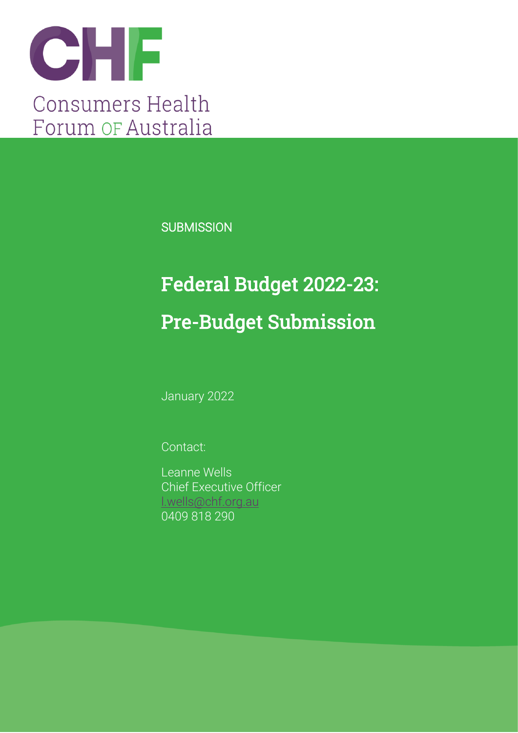CHF

Consumers Health Forum OF Australia

SUBMISSION

# Federal Budget 2022-23: Pre-Budget Submission

January 2022

Contact:

Leanne Wells
Chief Executive Officer
l.wells@chf.org.au
0409 818 290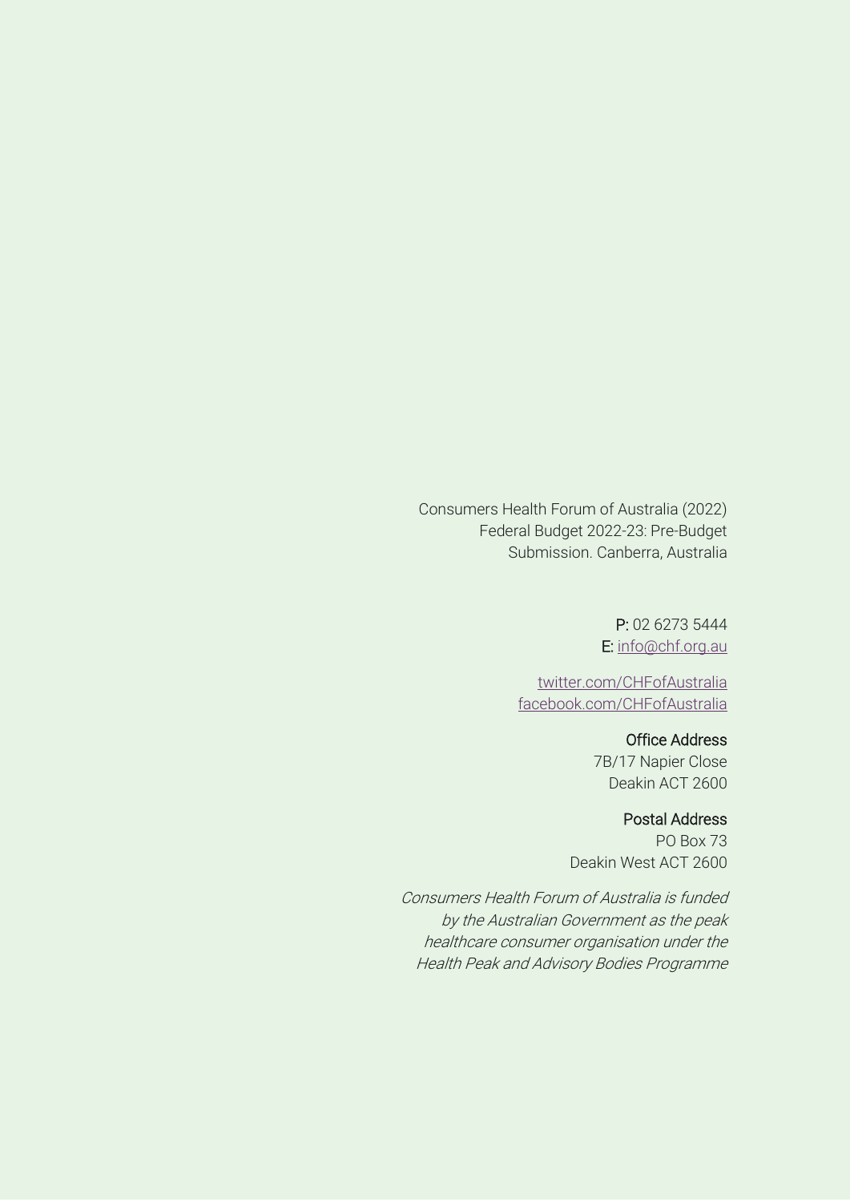Consumers Health Forum of Australia (2022)
Federal Budget 2022-23: Pre-Budget
Submission. Canberra, Australia

**P:** 02 6273 5444
**E:** info@chf.org.au

twitter.com/CHFofAustralia
facebook.com/CHFofAustralia

**Office Address**
7B/17 Napier Close
Deakin ACT 2600

**Postal Address**
PO Box 73
Deakin West ACT 2600

*Consumers Health Forum of Australia is funded by the Australian Government as the peak healthcare consumer organisation under the Health Peak and Advisory Bodies Programme*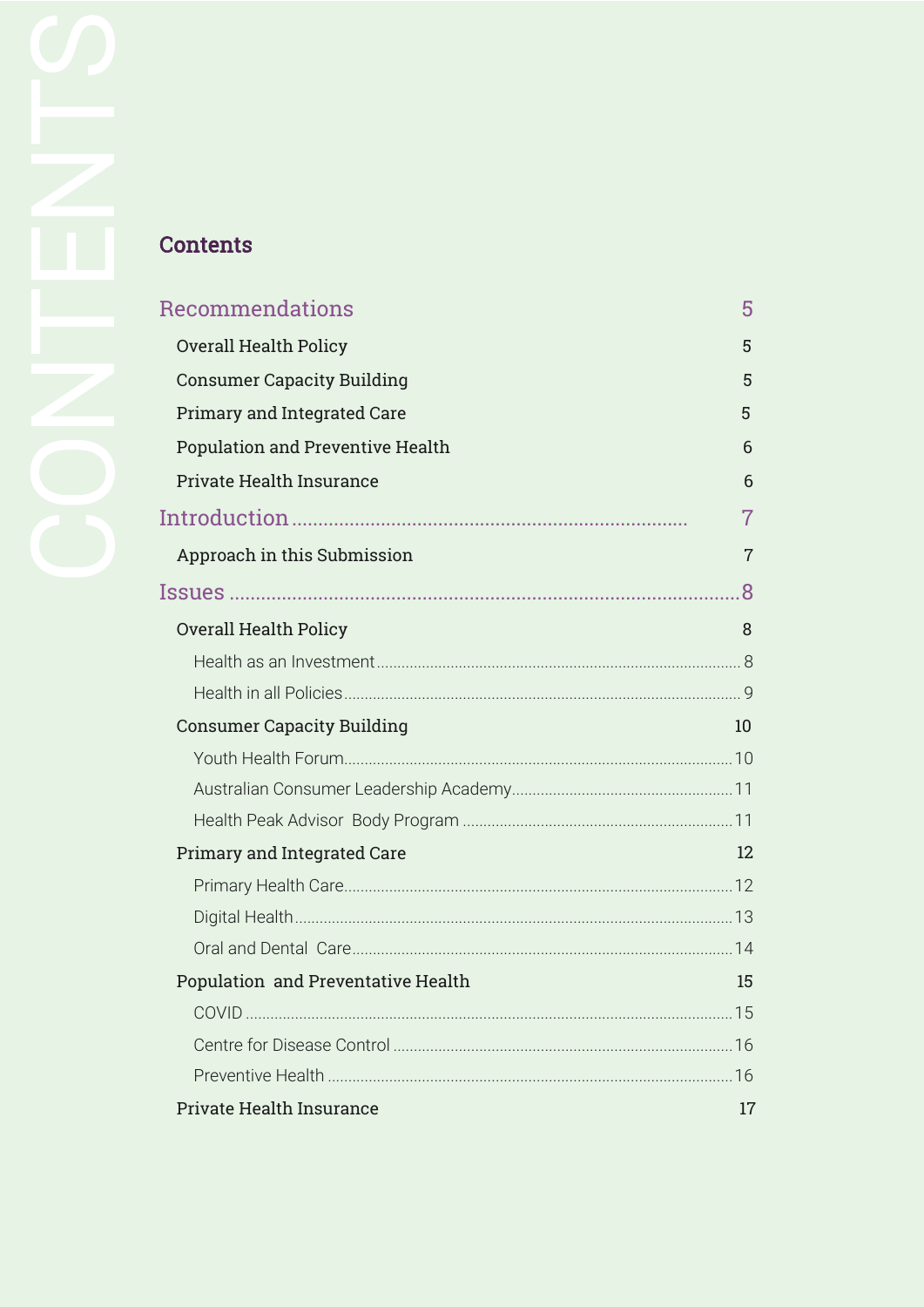# Contents

- Recommendations — 5
  - Overall Health Policy — 5
  - Consumer Capacity Building — 5
  - Primary and Integrated Care — 5
  - Population and Preventive Health — 6
  - Private Health Insurance — 6
- Introduction — 7
  - Approach in this Submission — 7
- Issues — 8
  - Overall Health Policy — 8
    - Health as an Investment — 8
    - Health in all Policies — 9
  - Consumer Capacity Building — 10
    - Youth Health Forum — 10
    - Australian Consumer Leadership Academy — 11
    - Health Peak Advisor Body Program — 11
  - Primary and Integrated Care — 12
    - Primary Health Care — 12
    - Digital Health — 13
    - Oral and Dental Care — 14
  - Population and Preventative Health — 15
    - COVID — 15
    - Centre for Disease Control — 16
    - Preventive Health — 16
  - Private Health Insurance — 17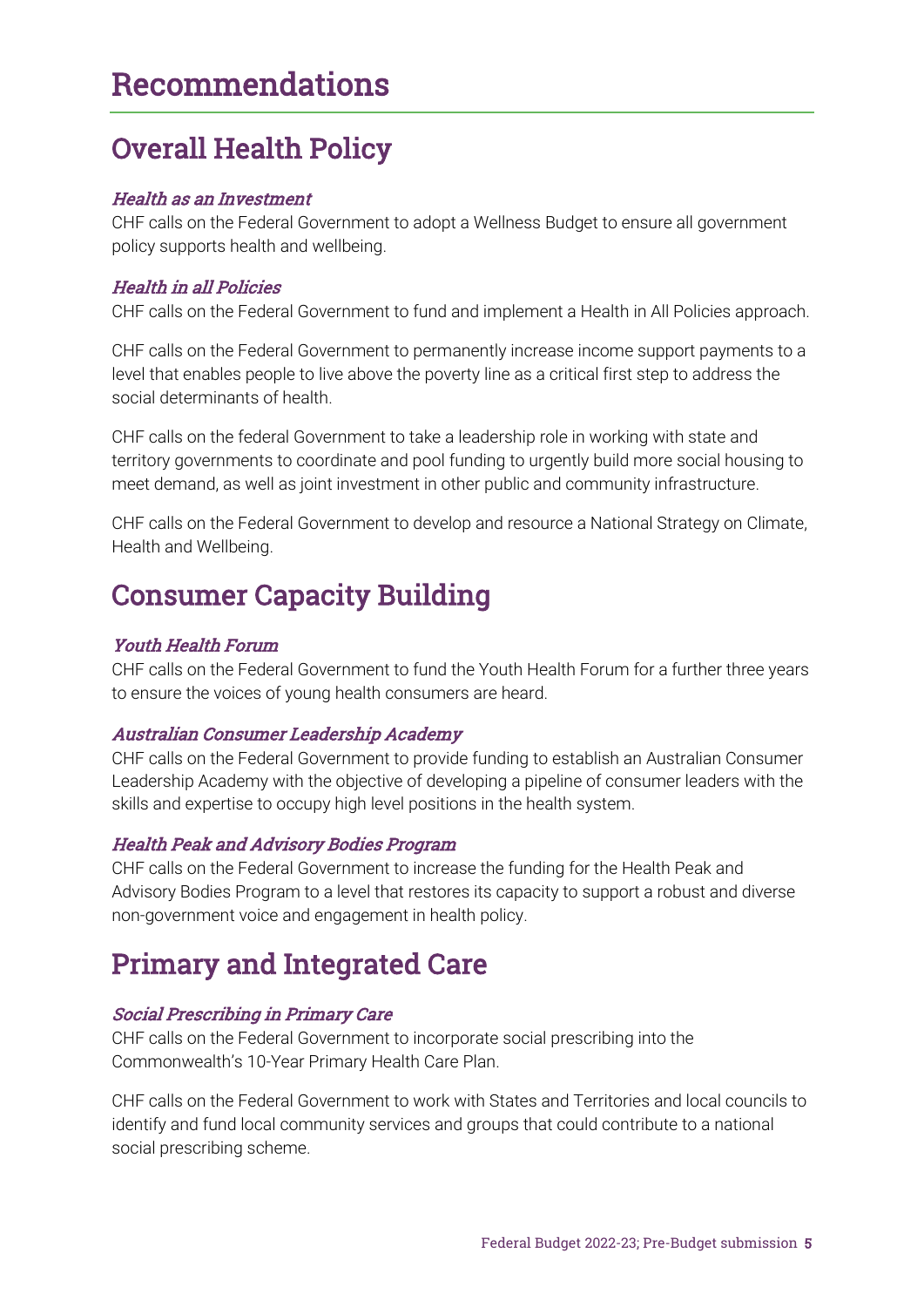# Recommendations

## Overall Health Policy

### *Health as an Investment*

CHF calls on the Federal Government to adopt a Wellness Budget to ensure all government policy supports health and wellbeing.

### *Health in all Policies*

CHF calls on the Federal Government to fund and implement a Health in All Policies approach.

CHF calls on the Federal Government to permanently increase income support payments to a level that enables people to live above the poverty line as a critical first step to address the social determinants of health.

CHF calls on the federal Government to take a leadership role in working with state and territory governments to coordinate and pool funding to urgently build more social housing to meet demand, as well as joint investment in other public and community infrastructure.

CHF calls on the Federal Government to develop and resource a National Strategy on Climate, Health and Wellbeing.

## Consumer Capacity Building

### *Youth Health Forum*

CHF calls on the Federal Government to fund the Youth Health Forum for a further three years to ensure the voices of young health consumers are heard.

### *Australian Consumer Leadership Academy*

CHF calls on the Federal Government to provide funding to establish an Australian Consumer Leadership Academy with the objective of developing a pipeline of consumer leaders with the skills and expertise to occupy high level positions in the health system.

### *Health Peak and Advisory Bodies Program*

CHF calls on the Federal Government to increase the funding for the Health Peak and Advisory Bodies Program to a level that restores its capacity to support a robust and diverse non-government voice and engagement in health policy.

## Primary and Integrated Care

### *Social Prescribing in Primary Care*

CHF calls on the Federal Government to incorporate social prescribing into the Commonwealth's 10-Year Primary Health Care Plan.

CHF calls on the Federal Government to work with States and Territories and local councils to identify and fund local community services and groups that could contribute to a national social prescribing scheme.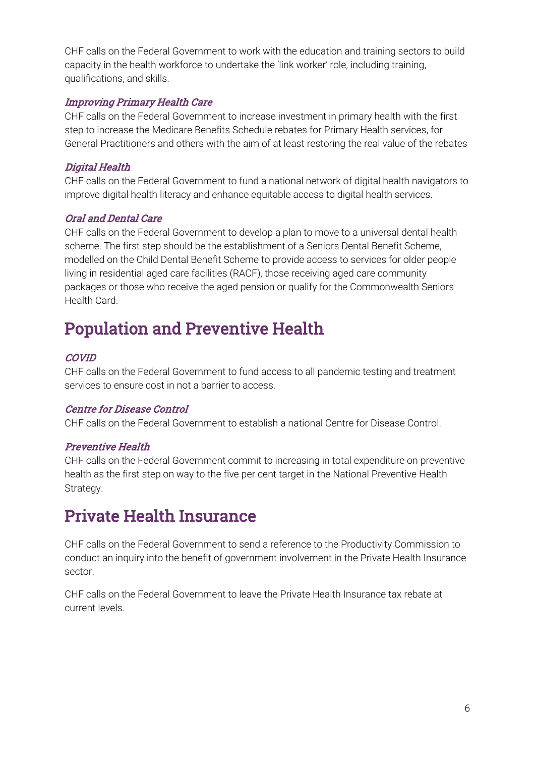CHF calls on the Federal Government to work with the education and training sectors to build capacity in the health workforce to undertake the 'link worker' role, including training, qualifications, and skills.

### *Improving Primary Health Care*

CHF calls on the Federal Government to increase investment in primary health with the first step to increase the Medicare Benefits Schedule rebates for Primary Health services, for General Practitioners and others with the aim of at least restoring the real value of the rebates

### *Digital Health*

CHF calls on the Federal Government to fund a national network of digital health navigators to improve digital health literacy and enhance equitable access to digital health services.

### *Oral and Dental Care*

CHF calls on the Federal Government to develop a plan to move to a universal dental health scheme. The first step should be the establishment of a Seniors Dental Benefit Scheme, modelled on the Child Dental Benefit Scheme to provide access to services for older people living in residential aged care facilities (RACF), those receiving aged care community packages or those who receive the aged pension or qualify for the Commonwealth Seniors Health Card.

## Population and Preventive Health

### *COVID*

CHF calls on the Federal Government to fund access to all pandemic testing and treatment services to ensure cost in not a barrier to access.

### *Centre for Disease Control*

CHF calls on the Federal Government to establish a national Centre for Disease Control.

### *Preventive Health*

CHF calls on the Federal Government commit to increasing in total expenditure on preventive health as the first step on way to the five per cent target in the National Preventive Health Strategy.

## Private Health Insurance

CHF calls on the Federal Government to send a reference to the Productivity Commission to conduct an inquiry into the benefit of government involvement in the Private Health Insurance sector.

CHF calls on the Federal Government to leave the Private Health Insurance tax rebate at current levels.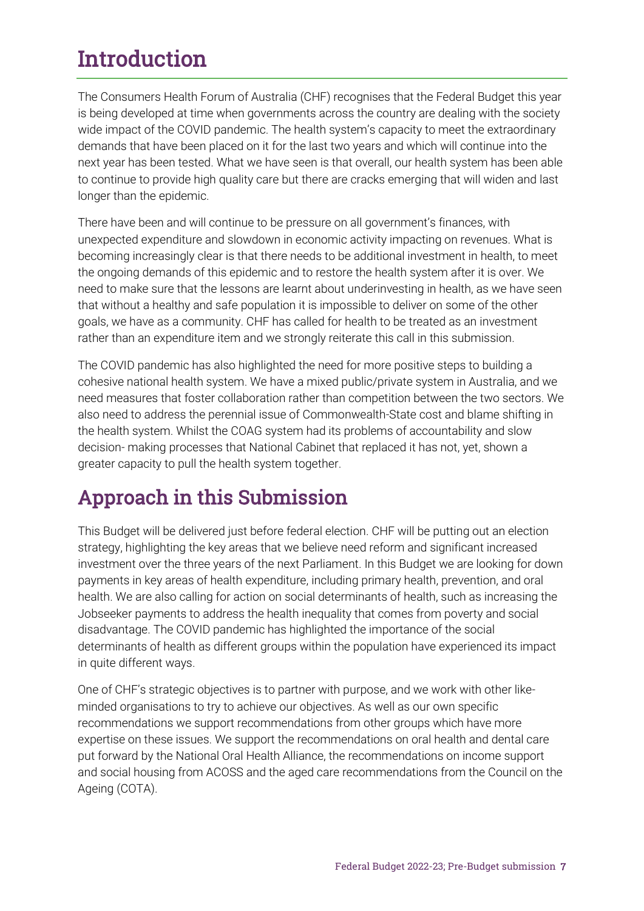# Introduction

The Consumers Health Forum of Australia (CHF) recognises that the Federal Budget this year is being developed at time when governments across the country are dealing with the society wide impact of the COVID pandemic. The health system's capacity to meet the extraordinary demands that have been placed on it for the last two years and which will continue into the next year has been tested. What we have seen is that overall, our health system has been able to continue to provide high quality care but there are cracks emerging that will widen and last longer than the epidemic.

There have been and will continue to be pressure on all government's finances, with unexpected expenditure and slowdown in economic activity impacting on revenues. What is becoming increasingly clear is that there needs to be additional investment in health, to meet the ongoing demands of this epidemic and to restore the health system after it is over. We need to make sure that the lessons are learnt about underinvesting in health, as we have seen that without a healthy and safe population it is impossible to deliver on some of the other goals, we have as a community. CHF has called for health to be treated as an investment rather than an expenditure item and we strongly reiterate this call in this submission.

The COVID pandemic has also highlighted the need for more positive steps to building a cohesive national health system. We have a mixed public/private system in Australia, and we need measures that foster collaboration rather than competition between the two sectors. We also need to address the perennial issue of Commonwealth-State cost and blame shifting in the health system. Whilst the COAG system had its problems of accountability and slow decision- making processes that National Cabinet that replaced it has not, yet, shown a greater capacity to pull the health system together.

# Approach in this Submission

This Budget will be delivered just before federal election. CHF will be putting out an election strategy, highlighting the key areas that we believe need reform and significant increased investment over the three years of the next Parliament. In this Budget we are looking for down payments in key areas of health expenditure, including primary health, prevention, and oral health. We are also calling for action on social determinants of health, such as increasing the Jobseeker payments to address the health inequality that comes from poverty and social disadvantage. The COVID pandemic has highlighted the importance of the social determinants of health as different groups within the population have experienced its impact in quite different ways.

One of CHF's strategic objectives is to partner with purpose, and we work with other like-minded organisations to try to achieve our objectives. As well as our own specific recommendations we support recommendations from other groups which have more expertise on these issues. We support the recommendations on oral health and dental care put forward by the National Oral Health Alliance, the recommendations on income support and social housing from ACOSS and the aged care recommendations from the Council on the Ageing (COTA).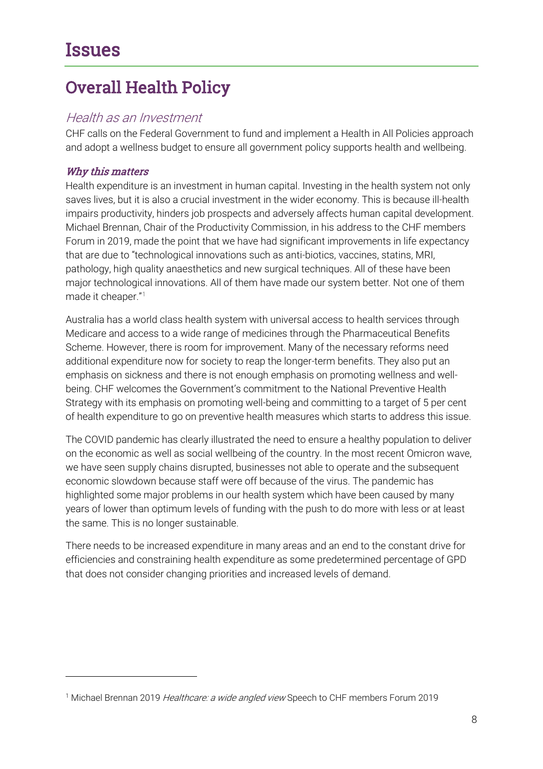# Issues

## Overall Health Policy

### *Health as an Investment*

CHF calls on the Federal Government to fund and implement a Health in All Policies approach and adopt a wellness budget to ensure all government policy supports health and wellbeing.

#### *Why this matters*

Health expenditure is an investment in human capital. Investing in the health system not only saves lives, but it is also a crucial investment in the wider economy. This is because ill-health impairs productivity, hinders job prospects and adversely affects human capital development. Michael Brennan, Chair of the Productivity Commission, in his address to the CHF members Forum in 2019, made the point that we have had significant improvements in life expectancy that are due to "technological innovations such as anti-biotics, vaccines, statins, MRI, pathology, high quality anaesthetics and new surgical techniques. All of these have been major technological innovations. All of them have made our system better. Not one of them made it cheaper."[1]

Australia has a world class health system with universal access to health services through Medicare and access to a wide range of medicines through the Pharmaceutical Benefits Scheme. However, there is room for improvement. Many of the necessary reforms need additional expenditure now for society to reap the longer-term benefits. They also put an emphasis on sickness and there is not enough emphasis on promoting wellness and well-being. CHF welcomes the Government's commitment to the National Preventive Health Strategy with its emphasis on promoting well-being and committing to a target of 5 per cent of health expenditure to go on preventive health measures which starts to address this issue.

The COVID pandemic has clearly illustrated the need to ensure a healthy population to deliver on the economic as well as social wellbeing of the country. In the most recent Omicron wave, we have seen supply chains disrupted, businesses not able to operate and the subsequent economic slowdown because staff were off because of the virus. The pandemic has highlighted some major problems in our health system which have been caused by many years of lower than optimum levels of funding with the push to do more with less or at least the same. This is no longer sustainable.

There needs to be increased expenditure in many areas and an end to the constant drive for efficiencies and constraining health expenditure as some predetermined percentage of GPD that does not consider changing priorities and increased levels of demand.

---

[1] Michael Brennan 2019 *Healthcare: a wide angled view* Speech to CHF members Forum 2019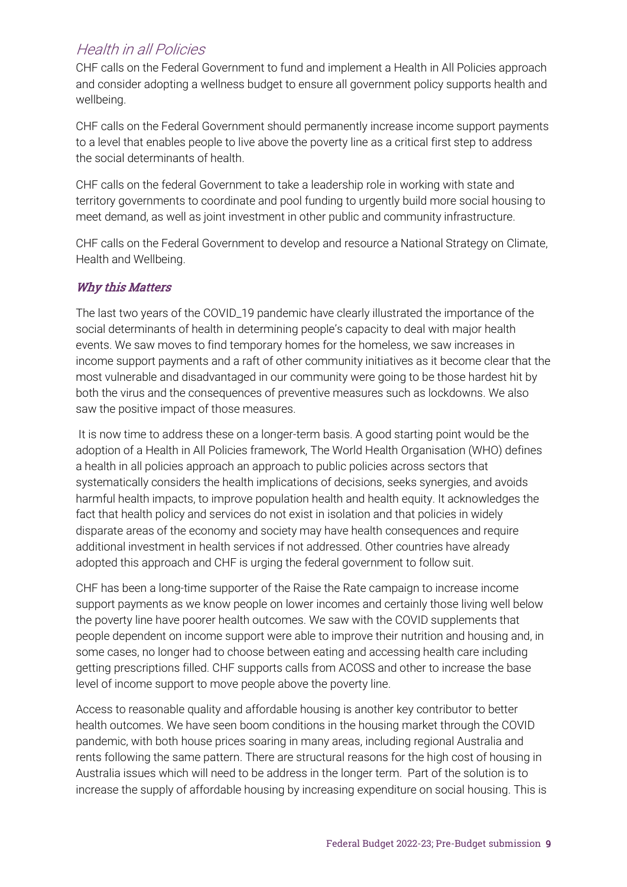## *Health in all Policies*

CHF calls on the Federal Government to fund and implement a Health in All Policies approach and consider adopting a wellness budget to ensure all government policy supports health and wellbeing.

CHF calls on the Federal Government should permanently increase income support payments to a level that enables people to live above the poverty line as a critical first step to address the social determinants of health.

CHF calls on the federal Government to take a leadership role in working with state and territory governments to coordinate and pool funding to urgently build more social housing to meet demand, as well as joint investment in other public and community infrastructure.

CHF calls on the Federal Government to develop and resource a National Strategy on Climate, Health and Wellbeing.

### *Why this Matters*

The last two years of the COVID_19 pandemic have clearly illustrated the importance of the social determinants of health in determining people's capacity to deal with major health events. We saw moves to find temporary homes for the homeless, we saw increases in income support payments and a raft of other community initiatives as it become clear that the most vulnerable and disadvantaged in our community were going to be those hardest hit by both the virus and the consequences of preventive measures such as lockdowns. We also saw the positive impact of those measures.

It is now time to address these on a longer-term basis. A good starting point would be the adoption of a Health in All Policies framework, The World Health Organisation (WHO) defines a health in all policies approach an approach to public policies across sectors that systematically considers the health implications of decisions, seeks synergies, and avoids harmful health impacts, to improve population health and health equity. It acknowledges the fact that health policy and services do not exist in isolation and that policies in widely disparate areas of the economy and society may have health consequences and require additional investment in health services if not addressed. Other countries have already adopted this approach and CHF is urging the federal government to follow suit.

CHF has been a long-time supporter of the Raise the Rate campaign to increase income support payments as we know people on lower incomes and certainly those living well below the poverty line have poorer health outcomes. We saw with the COVID supplements that people dependent on income support were able to improve their nutrition and housing and, in some cases, no longer had to choose between eating and accessing health care including getting prescriptions filled. CHF supports calls from ACOSS and other to increase the base level of income support to move people above the poverty line.

Access to reasonable quality and affordable housing is another key contributor to better health outcomes. We have seen boom conditions in the housing market through the COVID pandemic, with both house prices soaring in many areas, including regional Australia and rents following the same pattern. There are structural reasons for the high cost of housing in Australia issues which will need to be address in the longer term. Part of the solution is to increase the supply of affordable housing by increasing expenditure on social housing. This is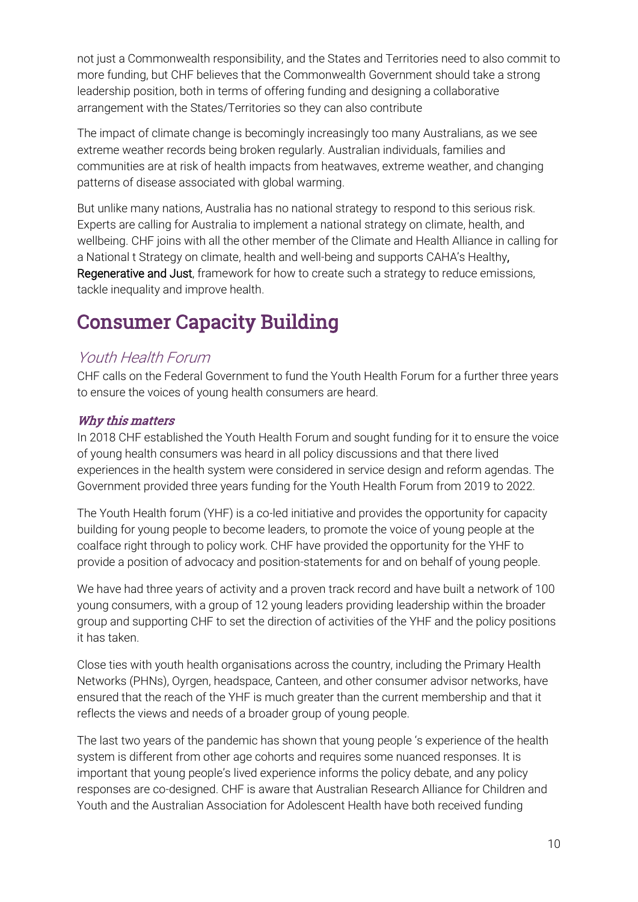not just a Commonwealth responsibility, and the States and Territories need to also commit to more funding, but CHF believes that the Commonwealth Government should take a strong leadership position, both in terms of offering funding and designing a collaborative arrangement with the States/Territories so they can also contribute

The impact of climate change is becomingly increasingly too many Australians, as we see extreme weather records being broken regularly. Australian individuals, families and communities are at risk of health impacts from heatwaves, extreme weather, and changing patterns of disease associated with global warming.

But unlike many nations, Australia has no national strategy to respond to this serious risk. Experts are calling for Australia to implement a national strategy on climate, health, and wellbeing. CHF joins with all the other member of the Climate and Health Alliance in calling for a National t Strategy on climate, health and well-being and supports CAHA's Healthy, Regenerative and Just, framework for how to create such a strategy to reduce emissions, tackle inequality and improve health.

# Consumer Capacity Building

## Youth Health Forum

CHF calls on the Federal Government to fund the Youth Health Forum for a further three years to ensure the voices of young health consumers are heard.

### *Why this matters*

In 2018 CHF established the Youth Health Forum and sought funding for it to ensure the voice of young health consumers was heard in all policy discussions and that there lived experiences in the health system were considered in service design and reform agendas. The Government provided three years funding for the Youth Health Forum from 2019 to 2022.

The Youth Health forum (YHF) is a co-led initiative and provides the opportunity for capacity building for young people to become leaders, to promote the voice of young people at the coalface right through to policy work. CHF have provided the opportunity for the YHF to provide a position of advocacy and position-statements for and on behalf of young people.

We have had three years of activity and a proven track record and have built a network of 100 young consumers, with a group of 12 young leaders providing leadership within the broader group and supporting CHF to set the direction of activities of the YHF and the policy positions it has taken.

Close ties with youth health organisations across the country, including the Primary Health Networks (PHNs), Oygen, headspace, Canteen, and other consumer advisor networks, have ensured that the reach of the YHF is much greater than the current membership and that it reflects the views and needs of a broader group of young people.

The last two years of the pandemic has shown that young people 's experience of the health system is different from other age cohorts and requires some nuanced responses. It is important that young people's lived experience informs the policy debate, and any policy responses are co-designed. CHF is aware that Australian Research Alliance for Children and Youth and the Australian Association for Adolescent Health have both received funding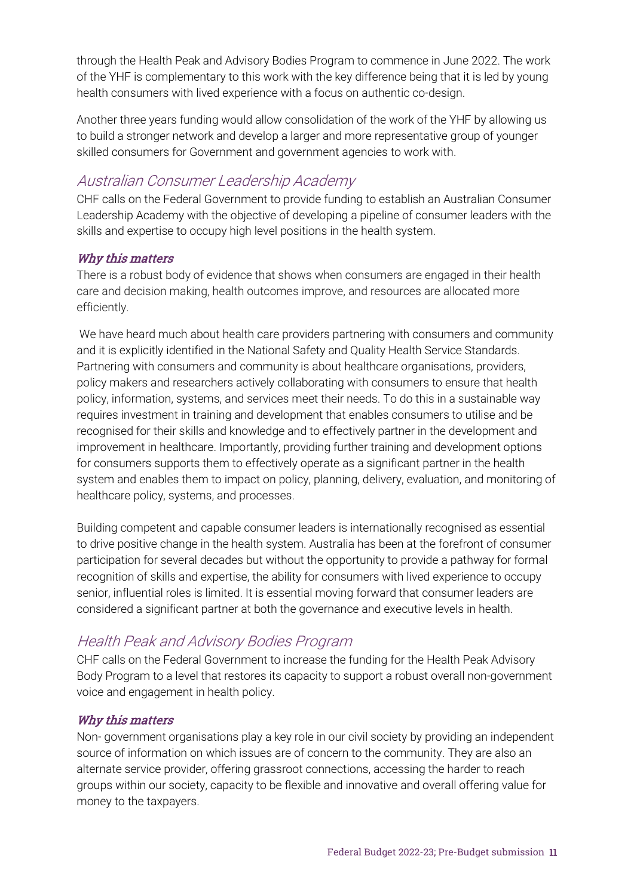through the Health Peak and Advisory Bodies Program to commence in June 2022. The work of the YHF is complementary to this work with the key difference being that it is led by young health consumers with lived experience with a focus on authentic co-design.

Another three years funding would allow consolidation of the work of the YHF by allowing us to build a stronger network and develop a larger and more representative group of younger skilled consumers for Government and government agencies to work with.

## Australian Consumer Leadership Academy

CHF calls on the Federal Government to provide funding to establish an Australian Consumer Leadership Academy with the objective of developing a pipeline of consumer leaders with the skills and expertise to occupy high level positions in the health system.

### *Why this matters*

There is a robust body of evidence that shows when consumers are engaged in their health care and decision making, health outcomes improve, and resources are allocated more efficiently.

We have heard much about health care providers partnering with consumers and community and it is explicitly identified in the National Safety and Quality Health Service Standards. Partnering with consumers and community is about healthcare organisations, providers, policy makers and researchers actively collaborating with consumers to ensure that health policy, information, systems, and services meet their needs. To do this in a sustainable way requires investment in training and development that enables consumers to utilise and be recognised for their skills and knowledge and to effectively partner in the development and improvement in healthcare. Importantly, providing further training and development options for consumers supports them to effectively operate as a significant partner in the health system and enables them to impact on policy, planning, delivery, evaluation, and monitoring of healthcare policy, systems, and processes.

Building competent and capable consumer leaders is internationally recognised as essential to drive positive change in the health system. Australia has been at the forefront of consumer participation for several decades but without the opportunity to provide a pathway for formal recognition of skills and expertise, the ability for consumers with lived experience to occupy senior, influential roles is limited. It is essential moving forward that consumer leaders are considered a significant partner at both the governance and executive levels in health.

## Health Peak and Advisory Bodies Program

CHF calls on the Federal Government to increase the funding for the Health Peak Advisory Body Program to a level that restores its capacity to support a robust overall non-government voice and engagement in health policy.

### *Why this matters*

Non- government organisations play a key role in our civil society by providing an independent source of information on which issues are of concern to the community. They are also an alternate service provider, offering grassroot connections, accessing the harder to reach groups within our society, capacity to be flexible and innovative and overall offering value for money to the taxpayers.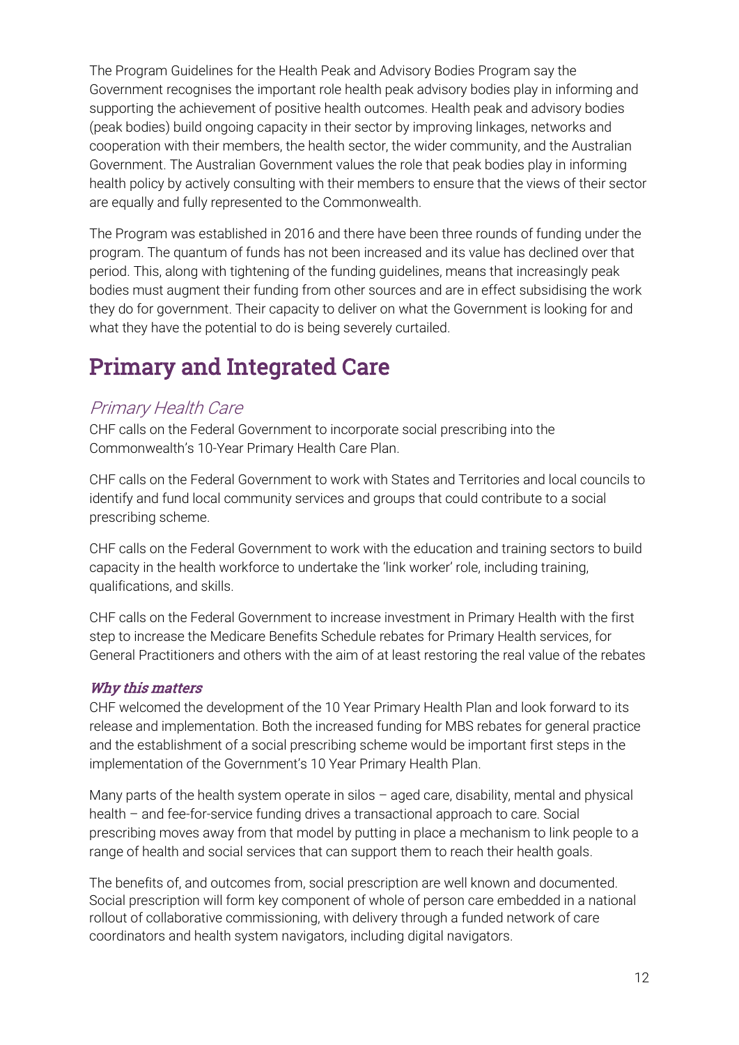The Program Guidelines for the Health Peak and Advisory Bodies Program say the Government recognises the important role health peak advisory bodies play in informing and supporting the achievement of positive health outcomes. Health peak and advisory bodies (peak bodies) build ongoing capacity in their sector by improving linkages, networks and cooperation with their members, the health sector, the wider community, and the Australian Government. The Australian Government values the role that peak bodies play in informing health policy by actively consulting with their members to ensure that the views of their sector are equally and fully represented to the Commonwealth.

The Program was established in 2016 and there have been three rounds of funding under the program. The quantum of funds has not been increased and its value has declined over that period. This, along with tightening of the funding guidelines, means that increasingly peak bodies must augment their funding from other sources and are in effect subsidising the work they do for government. Their capacity to deliver on what the Government is looking for and what they have the potential to do is being severely curtailed.

# Primary and Integrated Care

## *Primary Health Care*

CHF calls on the Federal Government to incorporate social prescribing into the Commonwealth's 10-Year Primary Health Care Plan.

CHF calls on the Federal Government to work with States and Territories and local councils to identify and fund local community services and groups that could contribute to a social prescribing scheme.

CHF calls on the Federal Government to work with the education and training sectors to build capacity in the health workforce to undertake the 'link worker' role, including training, qualifications, and skills.

CHF calls on the Federal Government to increase investment in Primary Health with the first step to increase the Medicare Benefits Schedule rebates for Primary Health services, for General Practitioners and others with the aim of at least restoring the real value of the rebates

### *Why this matters*

CHF welcomed the development of the 10 Year Primary Health Plan and look forward to its release and implementation. Both the increased funding for MBS rebates for general practice and the establishment of a social prescribing scheme would be important first steps in the implementation of the Government's 10 Year Primary Health Plan.

Many parts of the health system operate in silos – aged care, disability, mental and physical health – and fee-for-service funding drives a transactional approach to care. Social prescribing moves away from that model by putting in place a mechanism to link people to a range of health and social services that can support them to reach their health goals.

The benefits of, and outcomes from, social prescription are well known and documented. Social prescription will form key component of whole of person care embedded in a national rollout of collaborative commissioning, with delivery through a funded network of care coordinators and health system navigators, including digital navigators.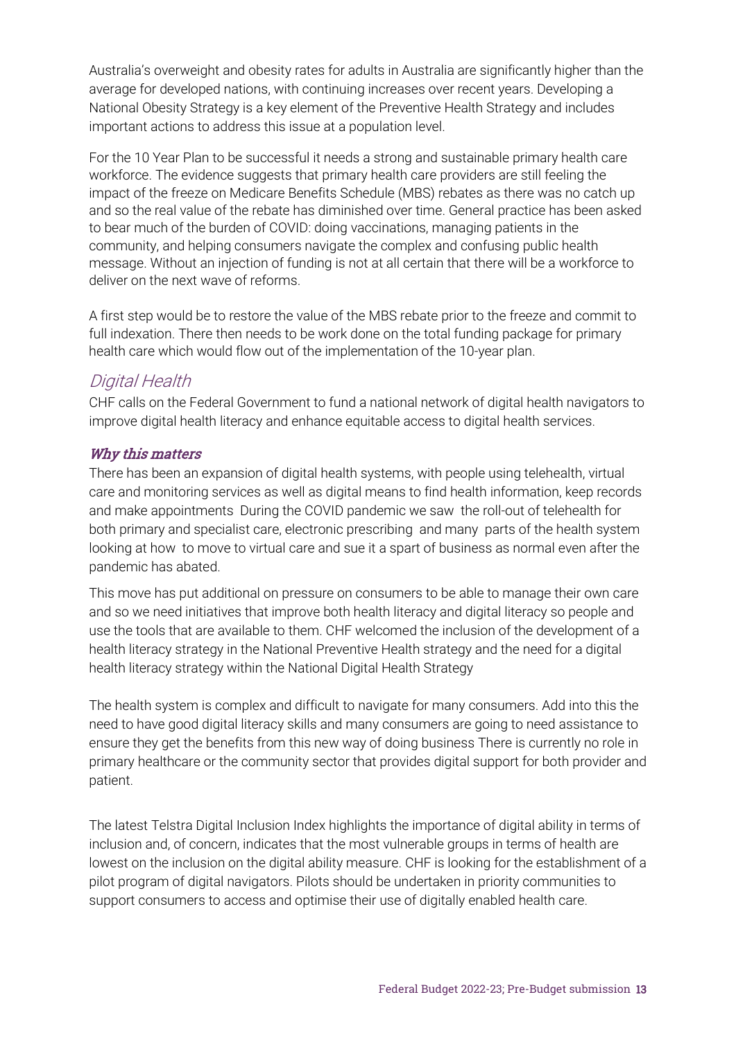Australia's overweight and obesity rates for adults in Australia are significantly higher than the average for developed nations, with continuing increases over recent years. Developing a National Obesity Strategy is a key element of the Preventive Health Strategy and includes important actions to address this issue at a population level.

For the 10 Year Plan to be successful it needs a strong and sustainable primary health care workforce. The evidence suggests that primary health care providers are still feeling the impact of the freeze on Medicare Benefits Schedule (MBS) rebates as there was no catch up and so the real value of the rebate has diminished over time. General practice has been asked to bear much of the burden of COVID: doing vaccinations, managing patients in the community, and helping consumers navigate the complex and confusing public health message. Without an injection of funding is not at all certain that there will be a workforce to deliver on the next wave of reforms.

A first step would be to restore the value of the MBS rebate prior to the freeze and commit to full indexation. There then needs to be work done on the total funding package for primary health care which would flow out of the implementation of the 10-year plan.

## *Digital Health*

CHF calls on the Federal Government to fund a national network of digital health navigators to improve digital health literacy and enhance equitable access to digital health services.

### *Why this matters*

There has been an expansion of digital health systems, with people using telehealth, virtual care and monitoring services as well as digital means to find health information, keep records and make appointments During the COVID pandemic we saw the roll-out of telehealth for both primary and specialist care, electronic prescribing and many parts of the health system looking at how to move to virtual care and sue it a spart of business as normal even after the pandemic has abated.

This move has put additional on pressure on consumers to be able to manage their own care and so we need initiatives that improve both health literacy and digital literacy so people and use the tools that are available to them. CHF welcomed the inclusion of the development of a health literacy strategy in the National Preventive Health strategy and the need for a digital health literacy strategy within the National Digital Health Strategy

The health system is complex and difficult to navigate for many consumers. Add into this the need to have good digital literacy skills and many consumers are going to need assistance to ensure they get the benefits from this new way of doing business There is currently no role in primary healthcare or the community sector that provides digital support for both provider and patient.

The latest Telstra Digital Inclusion Index highlights the importance of digital ability in terms of inclusion and, of concern, indicates that the most vulnerable groups in terms of health are lowest on the inclusion on the digital ability measure. CHF is looking for the establishment of a pilot program of digital navigators. Pilots should be undertaken in priority communities to support consumers to access and optimise their use of digitally enabled health care.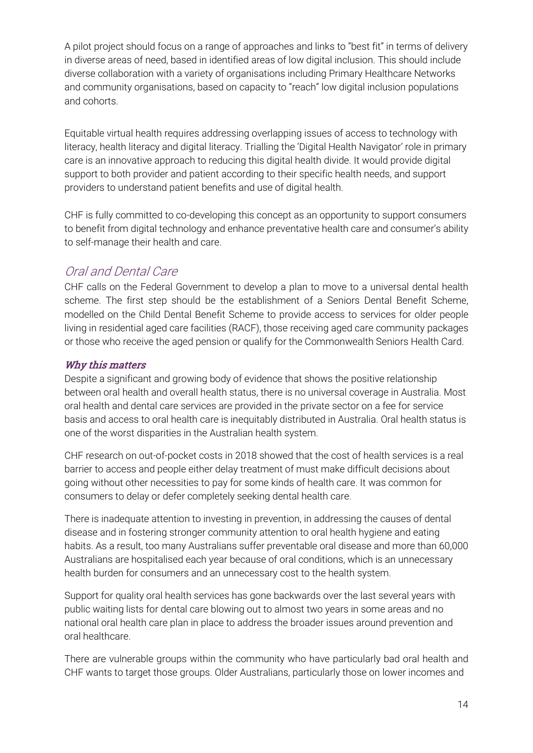A pilot project should focus on a range of approaches and links to "best fit" in terms of delivery in diverse areas of need, based in identified areas of low digital inclusion. This should include diverse collaboration with a variety of organisations including Primary Healthcare Networks and community organisations, based on capacity to "reach" low digital inclusion populations and cohorts.

Equitable virtual health requires addressing overlapping issues of access to technology with literacy, health literacy and digital literacy. Trialling the 'Digital Health Navigator' role in primary care is an innovative approach to reducing this digital health divide. It would provide digital support to both provider and patient according to their specific health needs, and support providers to understand patient benefits and use of digital health.

CHF is fully committed to co-developing this concept as an opportunity to support consumers to benefit from digital technology and enhance preventative health care and consumer's ability to self-manage their health and care.

## *Oral and Dental Care*

CHF calls on the Federal Government to develop a plan to move to a universal dental health scheme. The first step should be the establishment of a Seniors Dental Benefit Scheme, modelled on the Child Dental Benefit Scheme to provide access to services for older people living in residential aged care facilities (RACF), those receiving aged care community packages or those who receive the aged pension or qualify for the Commonwealth Seniors Health Card.

### *Why this matters*

Despite a significant and growing body of evidence that shows the positive relationship between oral health and overall health status, there is no universal coverage in Australia. Most oral health and dental care services are provided in the private sector on a fee for service basis and access to oral health care is inequitably distributed in Australia. Oral health status is one of the worst disparities in the Australian health system.

CHF research on out-of-pocket costs in 2018 showed that the cost of health services is a real barrier to access and people either delay treatment of must make difficult decisions about going without other necessities to pay for some kinds of health care. It was common for consumers to delay or defer completely seeking dental health care.

There is inadequate attention to investing in prevention, in addressing the causes of dental disease and in fostering stronger community attention to oral health hygiene and eating habits. As a result, too many Australians suffer preventable oral disease and more than 60,000 Australians are hospitalised each year because of oral conditions, which is an unnecessary health burden for consumers and an unnecessary cost to the health system.

Support for quality oral health services has gone backwards over the last several years with public waiting lists for dental care blowing out to almost two years in some areas and no national oral health care plan in place to address the broader issues around prevention and oral healthcare.

There are vulnerable groups within the community who have particularly bad oral health and CHF wants to target those groups. Older Australians, particularly those on lower incomes and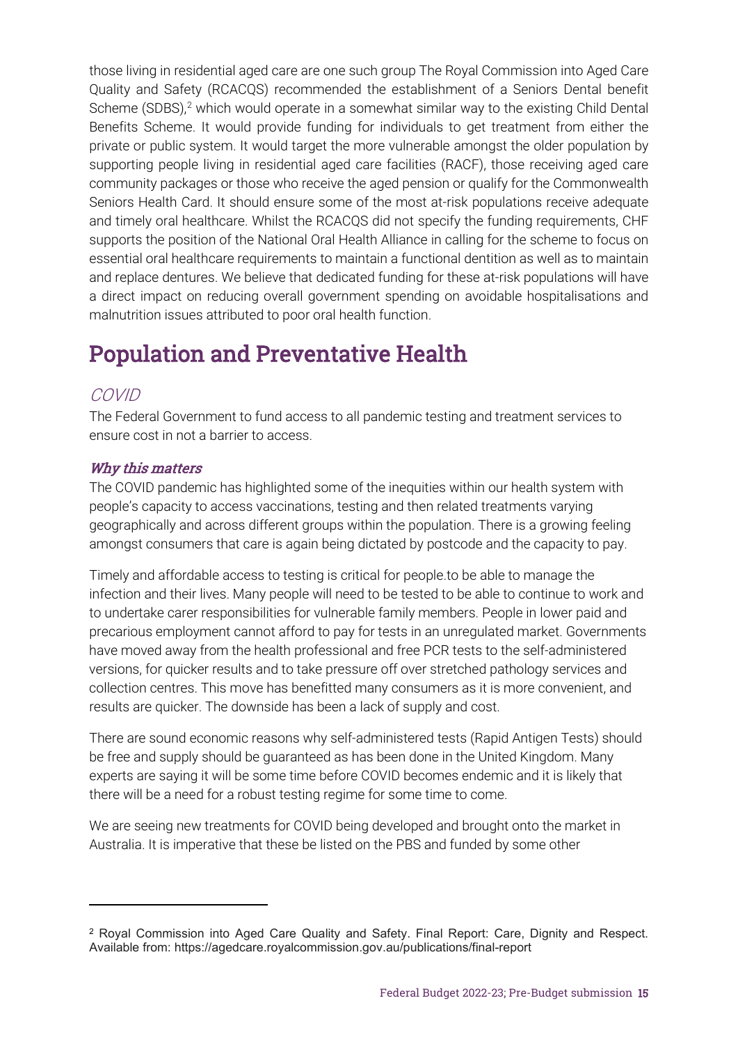those living in residential aged care are one such group The Royal Commission into Aged Care Quality and Safety (RCACQS) recommended the establishment of a Seniors Dental benefit Scheme (SDBS),[2] which would operate in a somewhat similar way to the existing Child Dental Benefits Scheme. It would provide funding for individuals to get treatment from either the private or public system. It would target the more vulnerable amongst the older population by supporting people living in residential aged care facilities (RACF), those receiving aged care community packages or those who receive the aged pension or qualify for the Commonwealth Seniors Health Card. It should ensure some of the most at-risk populations receive adequate and timely oral healthcare. Whilst the RCACQS did not specify the funding requirements, CHF supports the position of the National Oral Health Alliance in calling for the scheme to focus on essential oral healthcare requirements to maintain a functional dentition as well as to maintain and replace dentures. We believe that dedicated funding for these at-risk populations will have a direct impact on reducing overall government spending on avoidable hospitalisations and malnutrition issues attributed to poor oral health function.

# Population and Preventative Health

## *COVID*

The Federal Government to fund access to all pandemic testing and treatment services to ensure cost in not a barrier to access.

### *Why this matters*

The COVID pandemic has highlighted some of the inequities within our health system with people's capacity to access vaccinations, testing and then related treatments varying geographically and across different groups within the population. There is a growing feeling amongst consumers that care is again being dictated by postcode and the capacity to pay.

Timely and affordable access to testing is critical for people.to be able to manage the infection and their lives. Many people will need to be tested to be able to continue to work and to undertake carer responsibilities for vulnerable family members. People in lower paid and precarious employment cannot afford to pay for tests in an unregulated market. Governments have moved away from the health professional and free PCR tests to the self-administered versions, for quicker results and to take pressure off over stretched pathology services and collection centres. This move has benefitted many consumers as it is more convenient, and results are quicker. The downside has been a lack of supply and cost.

There are sound economic reasons why self-administered tests (Rapid Antigen Tests) should be free and supply should be guaranteed as has been done in the United Kingdom. Many experts are saying it will be some time before COVID becomes endemic and it is likely that there will be a need for a robust testing regime for some time to come.

We are seeing new treatments for COVID being developed and brought onto the market in Australia. It is imperative that these be listed on the PBS and funded by some other

[2] Royal Commission into Aged Care Quality and Safety. Final Report: Care, Dignity and Respect. Available from: https://agedcare.royalcommission.gov.au/publications/final-report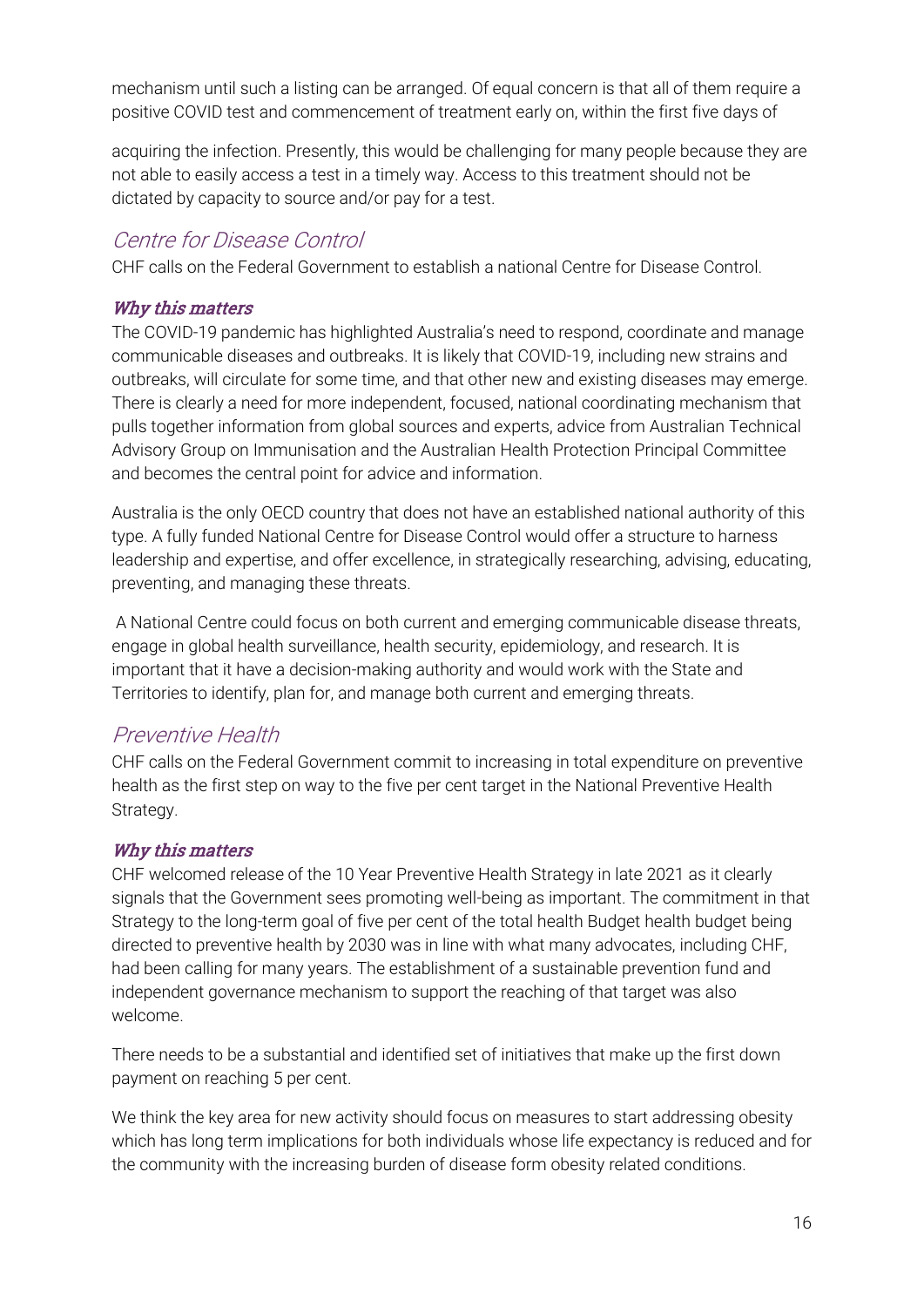mechanism until such a listing can be arranged. Of equal concern is that all of them require a positive COVID test and commencement of treatment early on, within the first five days of

acquiring the infection. Presently, this would be challenging for many people because they are not able to easily access a test in a timely way. Access to this treatment should not be dictated by capacity to source and/or pay for a test.

## Centre for Disease Control

CHF calls on the Federal Government to establish a national Centre for Disease Control.

### *Why this matters*

The COVID-19 pandemic has highlighted Australia's need to respond, coordinate and manage communicable diseases and outbreaks. It is likely that COVID-19, including new strains and outbreaks, will circulate for some time, and that other new and existing diseases may emerge. There is clearly a need for more independent, focused, national coordinating mechanism that pulls together information from global sources and experts, advice from Australian Technical Advisory Group on Immunisation and the Australian Health Protection Principal Committee and becomes the central point for advice and information.

Australia is the only OECD country that does not have an established national authority of this type. A fully funded National Centre for Disease Control would offer a structure to harness leadership and expertise, and offer excellence, in strategically researching, advising, educating, preventing, and managing these threats.

A National Centre could focus on both current and emerging communicable disease threats, engage in global health surveillance, health security, epidemiology, and research. It is important that it have a decision-making authority and would work with the State and Territories to identify, plan for, and manage both current and emerging threats.

## Preventive Health

CHF calls on the Federal Government commit to increasing in total expenditure on preventive health as the first step on way to the five per cent target in the National Preventive Health Strategy.

### *Why this matters*

CHF welcomed release of the 10 Year Preventive Health Strategy in late 2021 as it clearly signals that the Government sees promoting well-being as important. The commitment in that Strategy to the long-term goal of five per cent of the total health Budget health budget being directed to preventive health by 2030 was in line with what many advocates, including CHF, had been calling for many years. The establishment of a sustainable prevention fund and independent governance mechanism to support the reaching of that target was also welcome.

There needs to be a substantial and identified set of initiatives that make up the first down payment on reaching 5 per cent.

We think the key area for new activity should focus on measures to start addressing obesity which has long term implications for both individuals whose life expectancy is reduced and for the community with the increasing burden of disease form obesity related conditions.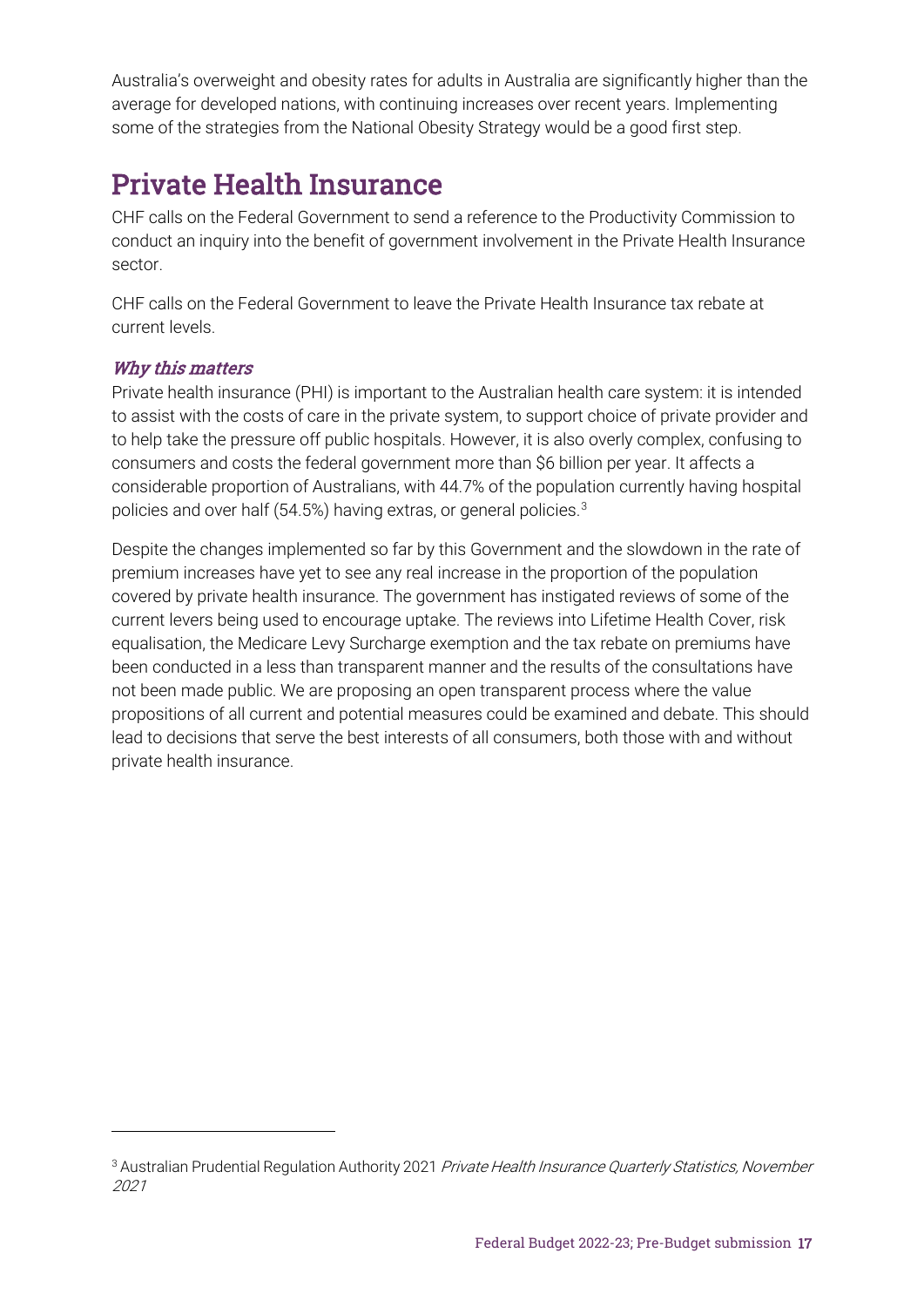Australia's overweight and obesity rates for adults in Australia are significantly higher than the average for developed nations, with continuing increases over recent years. Implementing some of the strategies from the National Obesity Strategy would be a good first step.

## Private Health Insurance

CHF calls on the Federal Government to send a reference to the Productivity Commission to conduct an inquiry into the benefit of government involvement in the Private Health Insurance sector.

CHF calls on the Federal Government to leave the Private Health Insurance tax rebate at current levels.

### *Why this matters*

Private health insurance (PHI) is important to the Australian health care system: it is intended to assist with the costs of care in the private system, to support choice of private provider and to help take the pressure off public hospitals. However, it is also overly complex, confusing to consumers and costs the federal government more than $6 billion per year. It affects a considerable proportion of Australians, with 44.7% of the population currently having hospital policies and over half (54.5%) having extras, or general policies.[3]

Despite the changes implemented so far by this Government and the slowdown in the rate of premium increases have yet to see any real increase in the proportion of the population covered by private health insurance. The government has instigated reviews of some of the current levers being used to encourage uptake. The reviews into Lifetime Health Cover, risk equalisation, the Medicare Levy Surcharge exemption and the tax rebate on premiums have been conducted in a less than transparent manner and the results of the consultations have not been made public. We are proposing an open transparent process where the value propositions of all current and potential measures could be examined and debate. This should lead to decisions that serve the best interests of all consumers, both those with and without private health insurance.

[3] Australian Prudential Regulation Authority 2021 *Private Health Insurance Quarterly Statistics, November 2021*